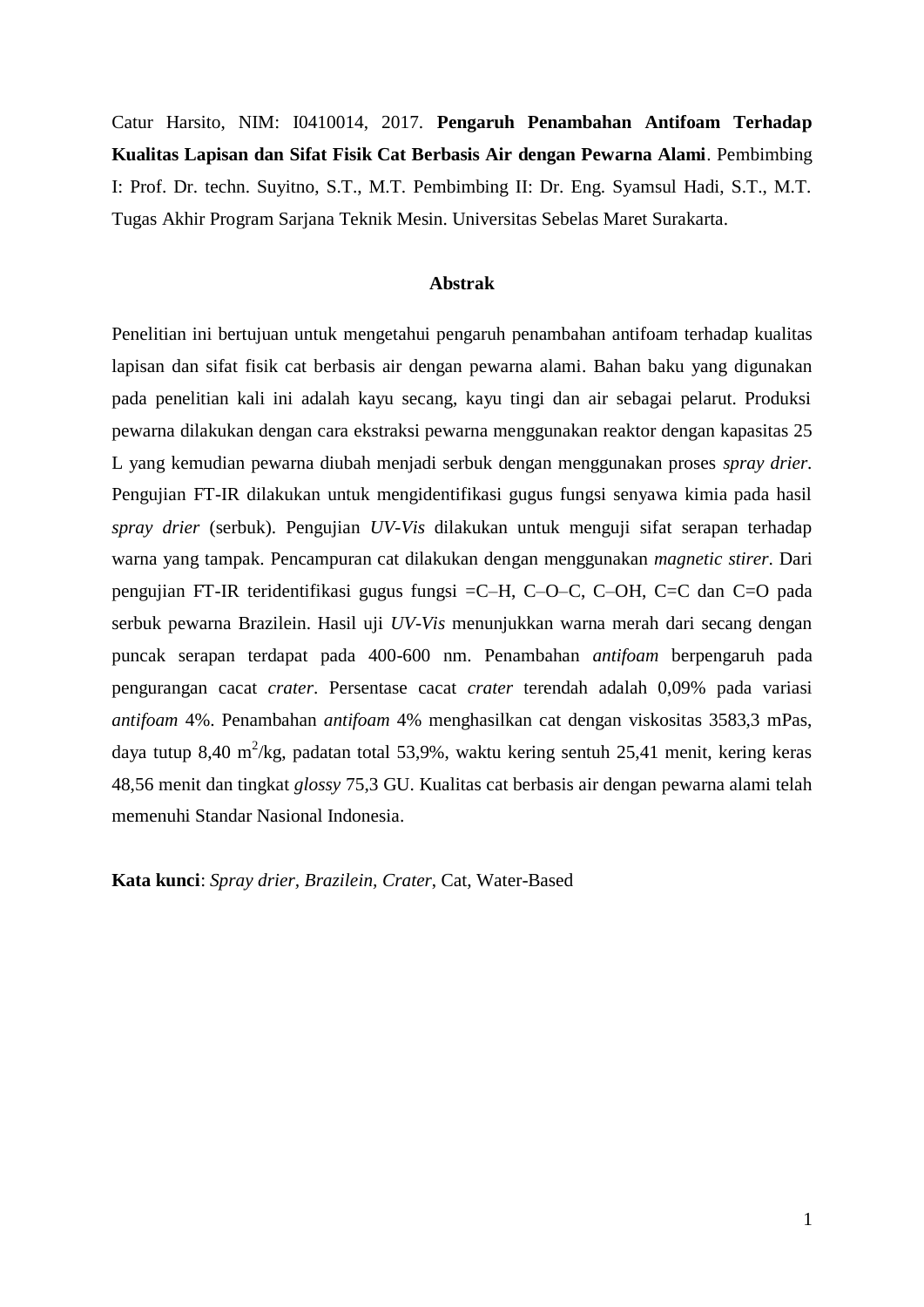Catur Harsito, NIM: I0410014, 2017. **Pengaruh Penambahan Antifoam Terhadap Kualitas Lapisan dan Sifat Fisik Cat Berbasis Air dengan Pewarna Alami**. Pembimbing I: Prof. Dr. techn. Suyitno, S.T., M.T. Pembimbing II: Dr. Eng. Syamsul Hadi, S.T., M.T. Tugas Akhir Program Sarjana Teknik Mesin. Universitas Sebelas Maret Surakarta.

## Abstrak

Penelitian ini bertujuan untuk mengetahui pengaruh penambahan antifoam terhadap kualitas lapisan dan sifat fisik cat berbasis air dengan pewarna alami. Bahan baku yang digunakan pada penelitian kali ini adalah kayu secang, kayu tingi dan air sebagai pelarut. Produksi pewarna dilakukan dengan cara ekstraksi pewarna menggunakan reaktor dengan kapasitas 25 L yang kemudian pewarna diubah menjadi serbuk dengan menggunakan proses *spray drier*. Pengujian FT-IR dilakukan untuk mengidentifikasi gugus fungsi senyawa kimia pada hasil *spray drier* (serbuk). Pengujian *UV-Vis* dilakukan untuk menguji sifat serapan terhadap warna yang tampak. Pencampuran cat dilakukan dengan menggunakan *magnetic stirer*. Dari pengujian FT-IR teridentifikasi gugus fungsi =C–H, C–O–C, C–OH, C=C dan C=O pada serbuk pewarna Brazilein. Hasil uji *UV-Vis* menunjukkan warna merah dari secang dengan puncak serapan terdapat pada 400-600 nm. Penambahan *antifoam* berpengaruh pada pengurangan cacat *crater*. Persentase cacat *crater* terendah adalah 0,09% pada variasi *antifoam* 4%. Penambahan *antifoam* 4% menghasilkan cat dengan viskositas 3583,3 mPas, daya tutup 8,40 $m^2$/kg, padatan total 53,9%, waktu kering sentuh 25,41 menit, kering keras 48,56 menit dan tingkat *glossy* 75,3 GU. Kualitas cat berbasis air dengan pewarna alami telah memenuhi Standar Nasional Indonesia.

**Kata kunci**: *Spray drier, Brazilein, Crater*, Cat, Water-Based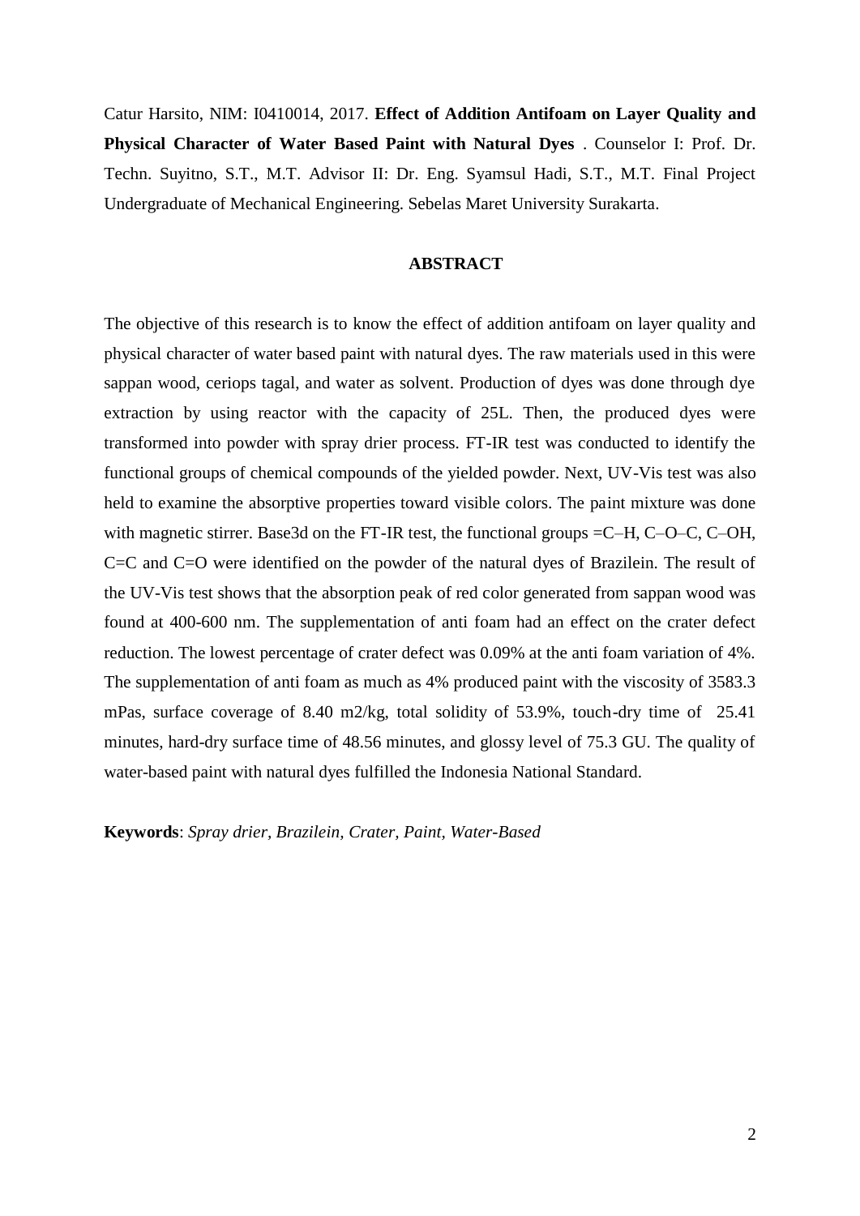Catur Harsito, NIM: I0410014, 2017. **Effect of Addition Antifoam on Layer Quality and Physical Character of Water Based Paint with Natural Dyes** . Counselor I: Prof. Dr. Techn. Suyitno, S.T., M.T. Advisor II: Dr. Eng. Syamsul Hadi, S.T., M.T. Final Project Undergraduate of Mechanical Engineering. Sebelas Maret University Surakarta.

## ABSTRACT

The objective of this research is to know the effect of addition antifoam on layer quality and physical character of water based paint with natural dyes. The raw materials used in this were sappan wood, ceriops tagal, and water as solvent. Production of dyes was done through dye extraction by using reactor with the capacity of 25L. Then, the produced dyes were transformed into powder with spray drier process. FT-IR test was conducted to identify the functional groups of chemical compounds of the yielded powder. Next, UV-Vis test was also held to examine the absorptive properties toward visible colors. The paint mixture was done with magnetic stirrer. Base3d on the FT-IR test, the functional groups =C–H, C–O–C, C–OH, C=C and C=O were identified on the powder of the natural dyes of Brazilein. The result of the UV-Vis test shows that the absorption peak of red color generated from sappan wood was found at 400-600 nm. The supplementation of anti foam had an effect on the crater defect reduction. The lowest percentage of crater defect was 0.09% at the anti foam variation of 4%. The supplementation of anti foam as much as 4% produced paint with the viscosity of 3583.3 mPas, surface coverage of 8.40 m2/kg, total solidity of 53.9%, touch-dry time of 25.41 minutes, hard-dry surface time of 48.56 minutes, and glossy level of 75.3 GU. The quality of water-based paint with natural dyes fulfilled the Indonesia National Standard.

**Keywords**: *Spray drier, Brazilein, Crater, Paint, Water-Based*